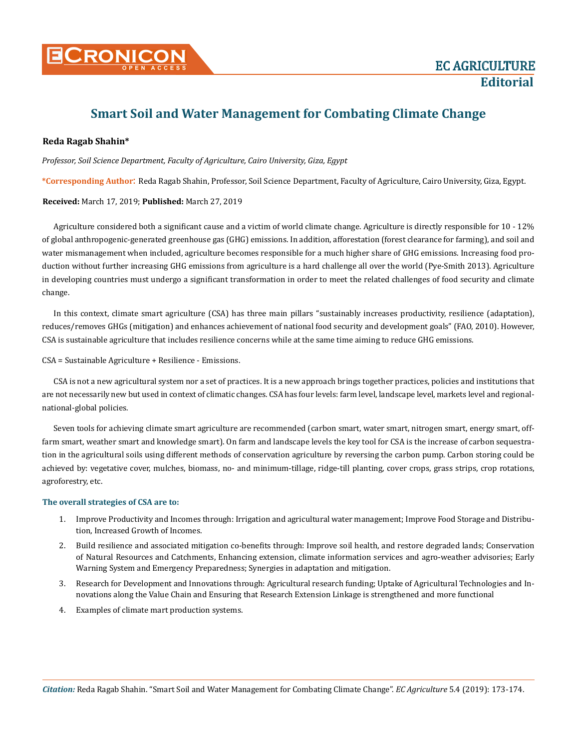# Smart Soil and Water Management for Combating Climate Change

**Reda Ragab Shahin***

*Professor, Soil Science Department, Faculty of Agriculture, Cairo University, Giza, Egypt*

**\*Corresponding Author:** Reda Ragab Shahin, Professor, Soil Science Department, Faculty of Agriculture, Cairo University, Giza, Egypt.

**Received:** March 17, 2019; **Published:** March 27, 2019

Agriculture considered both a significant cause and a victim of world climate change. Agriculture is directly responsible for 10 - 12% of global anthropogenic-generated greenhouse gas (GHG) emissions. In addition, afforestation (forest clearance for farming), and soil and water mismanagement when included, agriculture becomes responsible for a much higher share of GHG emissions. Increasing food production without further increasing GHG emissions from agriculture is a hard challenge all over the world (Pye-Smith 2013). Agriculture in developing countries must undergo a significant transformation in order to meet the related challenges of food security and climate change.

In this context, climate smart agriculture (CSA) has three main pillars "sustainably increases productivity, resilience (adaptation), reduces/removes GHGs (mitigation) and enhances achievement of national food security and development goals" (FAO, 2010). However, CSA is sustainable agriculture that includes resilience concerns while at the same time aiming to reduce GHG emissions.

CSA = Sustainable Agriculture + Resilience - Emissions.

CSA is not a new agricultural system nor a set of practices. It is a new approach brings together practices, policies and institutions that are not necessarily new but used in context of climatic changes. CSA has four levels: farm level, landscape level, markets level and regional-national-global policies.

Seven tools for achieving climate smart agriculture are recommended (carbon smart, water smart, nitrogen smart, energy smart, off-farm smart, weather smart and knowledge smart). On farm and landscape levels the key tool for CSA is the increase of carbon sequestration in the agricultural soils using different methods of conservation agriculture by reversing the carbon pump. Carbon storing could be achieved by: vegetative cover, mulches, biomass, no- and minimum-tillage, ridge-till planting, cover crops, grass strips, crop rotations, agroforestry, etc.

### The overall strategies of CSA are to:

1. Improve Productivity and Incomes through: Irrigation and agricultural water management; Improve Food Storage and Distribution, Increased Growth of Incomes.
2. Build resilience and associated mitigation co-benefits through: Improve soil health, and restore degraded lands; Conservation of Natural Resources and Catchments, Enhancing extension, climate information services and agro-weather advisories; Early Warning System and Emergency Preparedness; Synergies in adaptation and mitigation.
3. Research for Development and Innovations through: Agricultural research funding; Uptake of Agricultural Technologies and Innovations along the Value Chain and Ensuring that Research Extension Linkage is strengthened and more functional
4. Examples of climate mart production systems.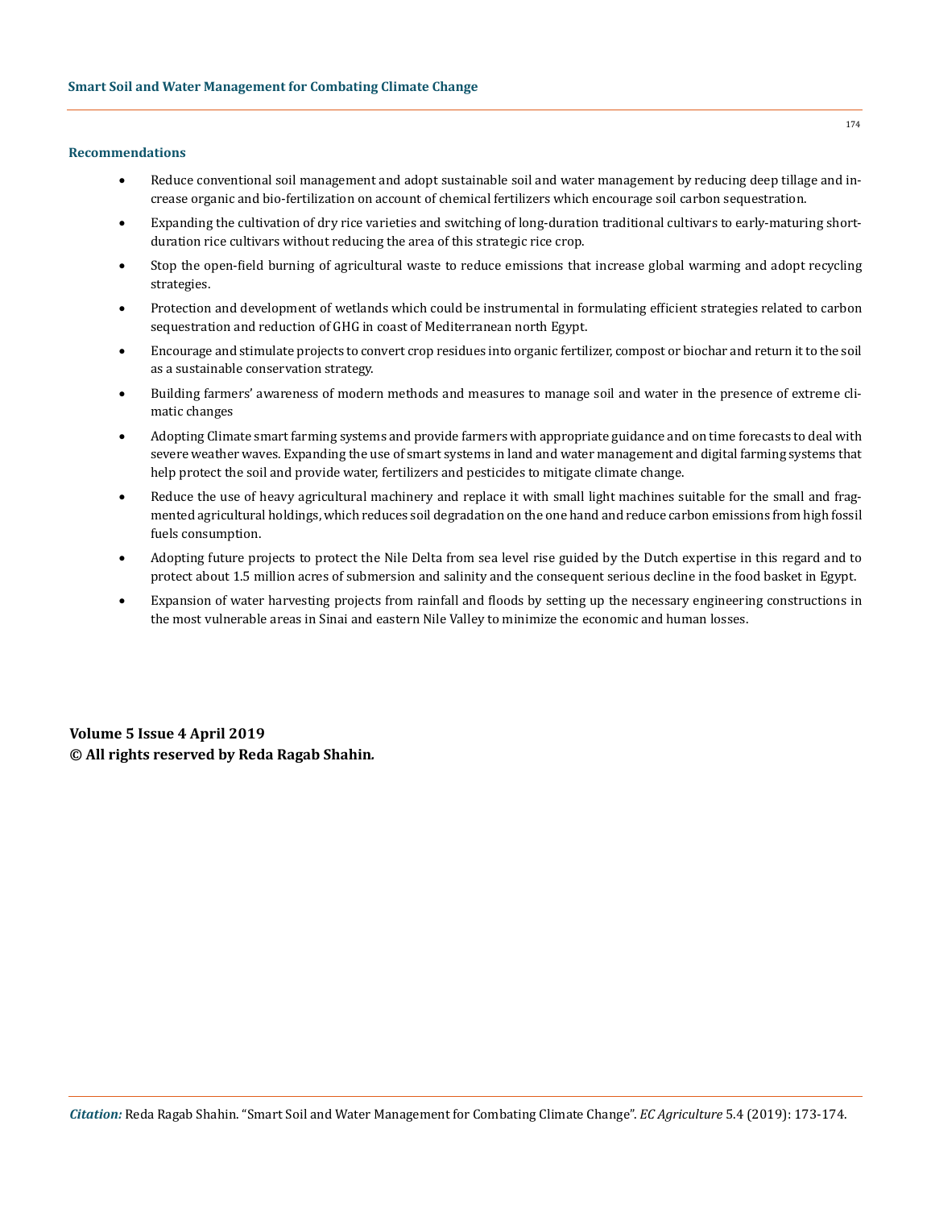### Recommendations

- Reduce conventional soil management and adopt sustainable soil and water management by reducing deep tillage and increase organic and bio-fertilization on account of chemical fertilizers which encourage soil carbon sequestration.
- Expanding the cultivation of dry rice varieties and switching of long-duration traditional cultivars to early-maturing short-duration rice cultivars without reducing the area of this strategic rice crop.
- Stop the open-field burning of agricultural waste to reduce emissions that increase global warming and adopt recycling strategies.
- Protection and development of wetlands which could be instrumental in formulating efficient strategies related to carbon sequestration and reduction of GHG in coast of Mediterranean north Egypt.
- Encourage and stimulate projects to convert crop residues into organic fertilizer, compost or biochar and return it to the soil as a sustainable conservation strategy.
- Building farmers' awareness of modern methods and measures to manage soil and water in the presence of extreme climatic changes
- Adopting Climate smart farming systems and provide farmers with appropriate guidance and on time forecasts to deal with severe weather waves. Expanding the use of smart systems in land and water management and digital farming systems that help protect the soil and provide water, fertilizers and pesticides to mitigate climate change.
- Reduce the use of heavy agricultural machinery and replace it with small light machines suitable for the small and fragmented agricultural holdings, which reduces soil degradation on the one hand and reduce carbon emissions from high fossil fuels consumption.
- Adopting future projects to protect the Nile Delta from sea level rise guided by the Dutch expertise in this regard and to protect about 1.5 million acres of submersion and salinity and the consequent serious decline in the food basket in Egypt.
- Expansion of water harvesting projects from rainfall and floods by setting up the necessary engineering constructions in the most vulnerable areas in Sinai and eastern Nile Valley to minimize the economic and human losses.

**Volume 5 Issue 4 April 2019**
**© All rights reserved by Reda Ragab Shahin.**